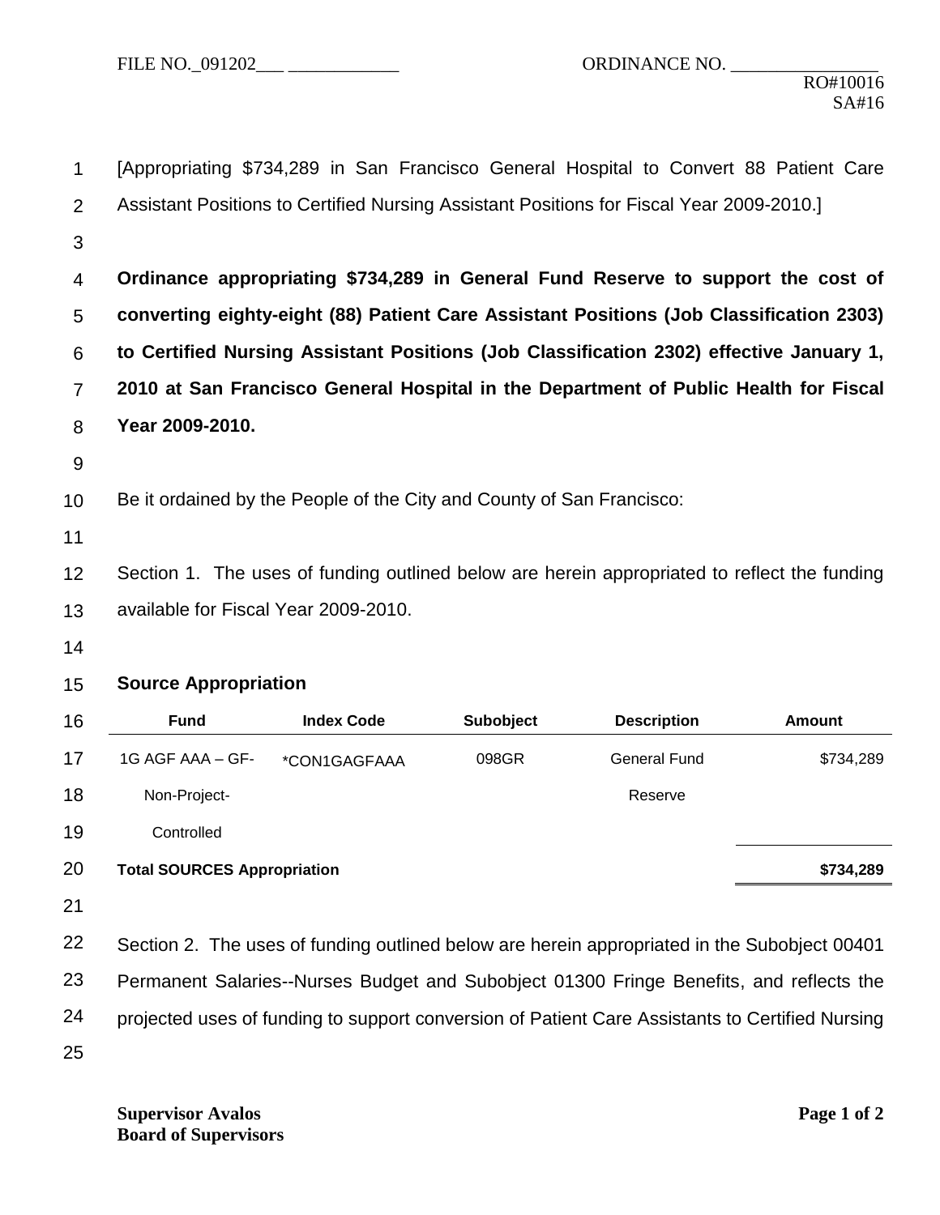FILE NO._091202___ ____________ ORDINANCE NO. ________________

RO#10016
SA#16

[Appropriating $734,289 in San Francisco General Hospital to Convert 88 Patient Care Assistant Positions to Certified Nursing Assistant Positions for Fiscal Year 2009-2010.]

**Ordinance appropriating $734,289 in General Fund Reserve to support the cost of converting eighty-eight (88) Patient Care Assistant Positions (Job Classification 2303) to Certified Nursing Assistant Positions (Job Classification 2302) effective January 1, 2010 at San Francisco General Hospital in the Department of Public Health for Fiscal Year 2009-2010.**

Be it ordained by the People of the City and County of San Francisco:

Section 1. The uses of funding outlined below are herein appropriated to reflect the funding available for Fiscal Year 2009-2010.

**Source Appropriation**

| Fund | Index Code | Subobject | Description | Amount |
|---|---|---|---|---|
| 1G AGF AAA – GF-Non-Project-Controlled | *CON1GAGFAAA | 098GR | General Fund Reserve | $734,289 |
| **Total SOURCES Appropriation** | | | | **$734,289** |

Section 2. The uses of funding outlined below are herein appropriated in the Subobject 00401 Permanent Salaries--Nurses Budget and Subobject 01300 Fringe Benefits, and reflects the projected uses of funding to support conversion of Patient Care Assistants to Certified Nursing

Supervisor Avalos
Board of Supervisors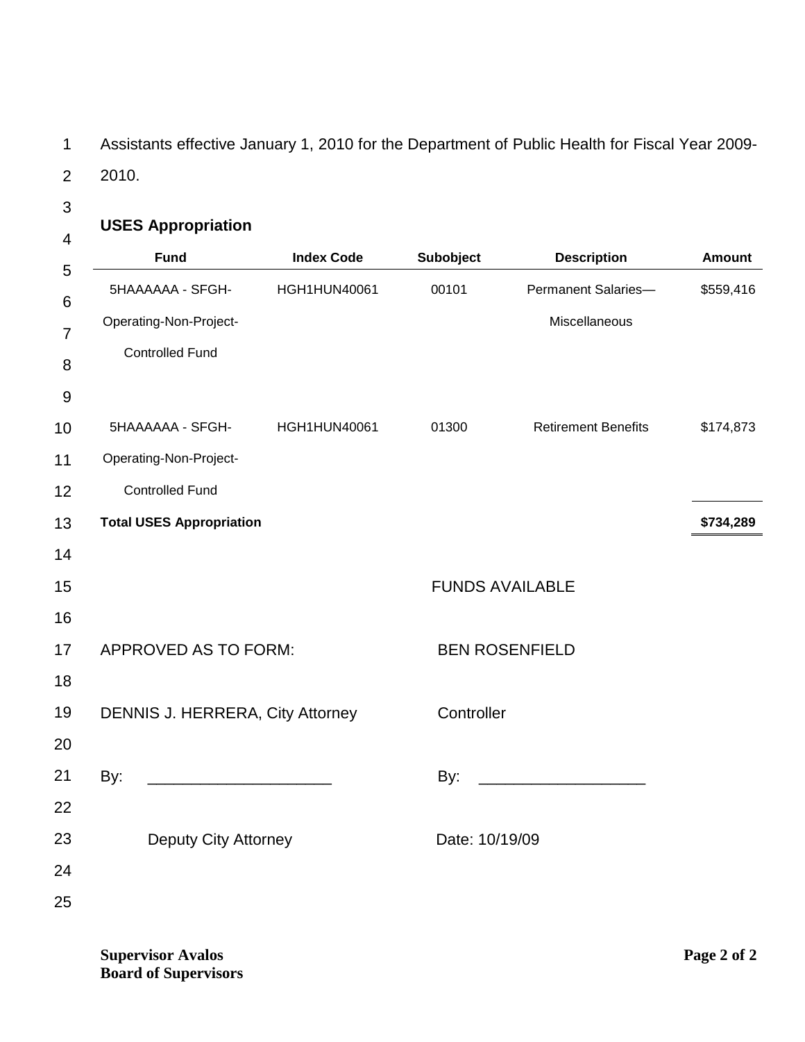Assistants effective January 1, 2010 for the Department of Public Health for Fiscal Year 2009-2010.

**USES Appropriation**

| Fund | Index Code | Subobject | Description | Amount |
|---|---|---|---|---|
| 5HAAAAAA - SFGH-Operating-Non-Project-Controlled Fund | HGH1HUN40061 | 00101 | Permanent Salaries—Miscellaneous | $559,416 |
| 5HAAAAAA - SFGH-Operating-Non-Project-Controlled Fund | HGH1HUN40061 | 01300 | Retirement Benefits | $174,873 |
| **Total USES Appropriation** | | | | **$734,289** |

FUNDS AVAILABLE

APPROVED AS TO FORM:

DENNIS J. HERRERA, City Attorney

By: ____________________

Deputy City Attorney

BEN ROSENFIELD

Controller

By: __________________

Date: 10/19/09

**Supervisor Avalos**
**Board of Supervisors**